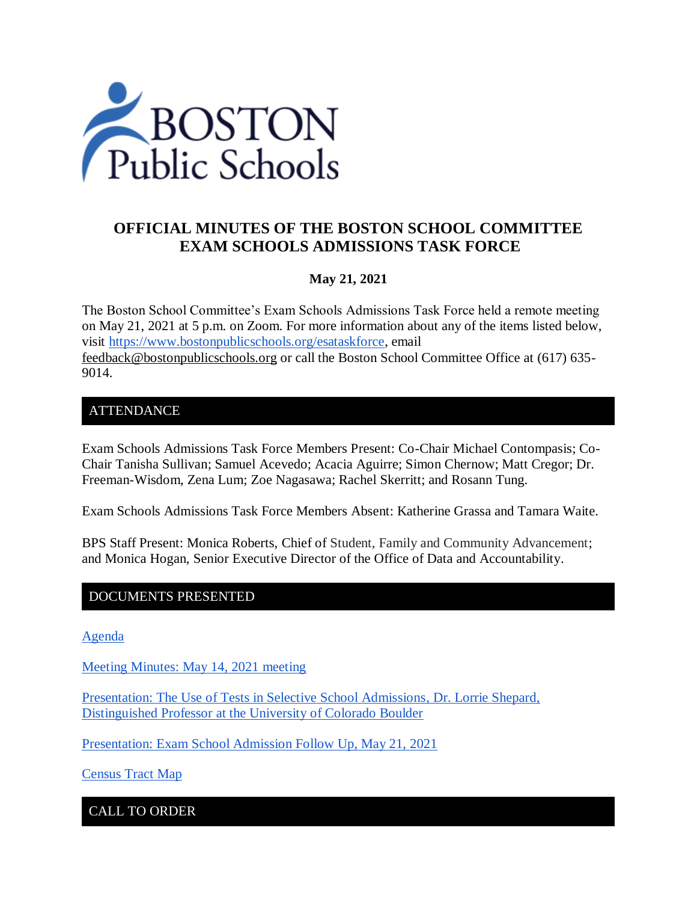# OFFICIAL MINUTES OF THE BOSTON SCHOOL COMMITTEE EXAM SCHOOLS ADMISSIONS TASK FORCE

**May 21, 2021**

The Boston School Committee's Exam Schools Admissions Task Force held a remote meeting on May 21, 2021 at 5 p.m. on Zoom. For more information about any of the items listed below, visit https://www.bostonpublicschools.org/esataskforce, email feedback@bostonpublicschools.org or call the Boston School Committee Office at (617) 635-9014.

## ATTENDANCE

Exam Schools Admissions Task Force Members Present: Co-Chair Michael Contompasis; Co-Chair Tanisha Sullivan; Samuel Acevedo; Acacia Aguirre; Simon Chernow; Matt Cregor; Dr. Freeman-Wisdom, Zena Lum; Zoe Nagasawa; Rachel Skerritt; and Rosann Tung.

Exam Schools Admissions Task Force Members Absent: Katherine Grassa and Tamara Waite.

BPS Staff Present: Monica Roberts, Chief of Student, Family and Community Advancement; and Monica Hogan, Senior Executive Director of the Office of Data and Accountability.

## DOCUMENTS PRESENTED

Agenda

Meeting Minutes: May 14, 2021 meeting

Presentation: The Use of Tests in Selective School Admissions, Dr. Lorrie Shepard, Distinguished Professor at the University of Colorado Boulder

Presentation: Exam School Admission Follow Up, May 21, 2021

Census Tract Map

## CALL TO ORDER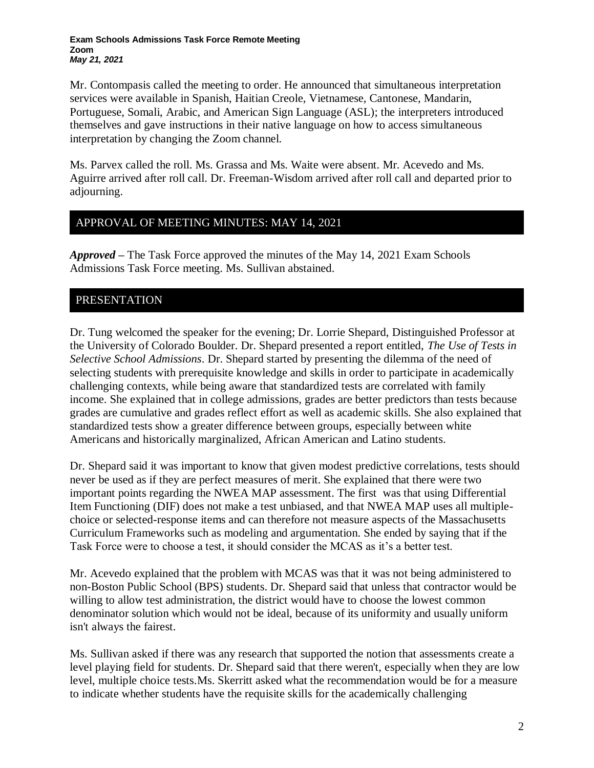**Exam Schools Admissions Task Force Remote Meeting**
**Zoom**
***May 21, 2021***

Mr. Contompasis called the meeting to order. He announced that simultaneous interpretation services were available in Spanish, Haitian Creole, Vietnamese, Cantonese, Mandarin, Portuguese, Somali, Arabic, and American Sign Language (ASL); the interpreters introduced themselves and gave instructions in their native language on how to access simultaneous interpretation by changing the Zoom channel.

Ms. Parvex called the roll. Ms. Grassa and Ms. Waite were absent. Mr. Acevedo and Ms. Aguirre arrived after roll call. Dr. Freeman-Wisdom arrived after roll call and departed prior to adjourning.

## APPROVAL OF MEETING MINUTES: MAY 14, 2021

***Approved*** – The Task Force approved the minutes of the May 14, 2021 Exam Schools Admissions Task Force meeting. Ms. Sullivan abstained.

## PRESENTATION

Dr. Tung welcomed the speaker for the evening; Dr. Lorrie Shepard, Distinguished Professor at the University of Colorado Boulder. Dr. Shepard presented a report entitled, *The Use of Tests in Selective School Admissions*. Dr. Shepard started by presenting the dilemma of the need of selecting students with prerequisite knowledge and skills in order to participate in academically challenging contexts, while being aware that standardized tests are correlated with family income. She explained that in college admissions, grades are better predictors than tests because grades are cumulative and grades reflect effort as well as academic skills. She also explained that standardized tests show a greater difference between groups, especially between white Americans and historically marginalized, African American and Latino students.

Dr. Shepard said it was important to know that given modest predictive correlations, tests should never be used as if they are perfect measures of merit. She explained that there were two important points regarding the NWEA MAP assessment. The first was that using Differential Item Functioning (DIF) does not make a test unbiased, and that NWEA MAP uses all multiple-choice or selected-response items and can therefore not measure aspects of the Massachusetts Curriculum Frameworks such as modeling and argumentation. She ended by saying that if the Task Force were to choose a test, it should consider the MCAS as it's a better test.

Mr. Acevedo explained that the problem with MCAS was that it was not being administered to non-Boston Public School (BPS) students. Dr. Shepard said that unless that contractor would be willing to allow test administration, the district would have to choose the lowest common denominator solution which would not be ideal, because of its uniformity and usually uniform isn't always the fairest.

Ms. Sullivan asked if there was any research that supported the notion that assessments create a level playing field for students. Dr. Shepard said that there weren't, especially when they are low level, multiple choice tests.Ms. Skerritt asked what the recommendation would be for a measure to indicate whether students have the requisite skills for the academically challenging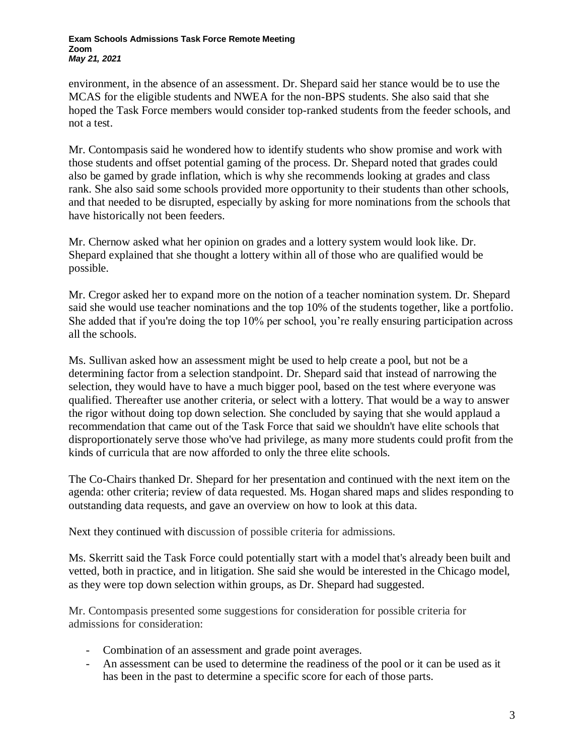environment, in the absence of an assessment. Dr. Shepard said her stance would be to use the MCAS for the eligible students and NWEA for the non-BPS students. She also said that she hoped the Task Force members would consider top-ranked students from the feeder schools, and not a test.

Mr. Contompasis said he wondered how to identify students who show promise and work with those students and offset potential gaming of the process. Dr. Shepard noted that grades could also be gamed by grade inflation, which is why she recommends looking at grades and class rank. She also said some schools provided more opportunity to their students than other schools, and that needed to be disrupted, especially by asking for more nominations from the schools that have historically not been feeders.

Mr. Chernow asked what her opinion on grades and a lottery system would look like. Dr. Shepard explained that she thought a lottery within all of those who are qualified would be possible.

Mr. Cregor asked her to expand more on the notion of a teacher nomination system. Dr. Shepard said she would use teacher nominations and the top 10% of the students together, like a portfolio. She added that if you're doing the top 10% per school, you're really ensuring participation across all the schools.

Ms. Sullivan asked how an assessment might be used to help create a pool, but not be a determining factor from a selection standpoint. Dr. Shepard said that instead of narrowing the selection, they would have to have a much bigger pool, based on the test where everyone was qualified. Thereafter use another criteria, or select with a lottery. That would be a way to answer the rigor without doing top down selection. She concluded by saying that she would applaud a recommendation that came out of the Task Force that said we shouldn't have elite schools that disproportionately serve those who've had privilege, as many more students could profit from the kinds of curricula that are now afforded to only the three elite schools.

The Co-Chairs thanked Dr. Shepard for her presentation and continued with the next item on the agenda: other criteria; review of data requested. Ms. Hogan shared maps and slides responding to outstanding data requests, and gave an overview on how to look at this data.

Next they continued with discussion of possible criteria for admissions.

Ms. Skerritt said the Task Force could potentially start with a model that's already been built and vetted, both in practice, and in litigation. She said she would be interested in the Chicago model, as they were top down selection within groups, as Dr. Shepard had suggested.

Mr. Contompasis presented some suggestions for consideration for possible criteria for admissions for consideration:

- Combination of an assessment and grade point averages.
- An assessment can be used to determine the readiness of the pool or it can be used as it has been in the past to determine a specific score for each of those parts.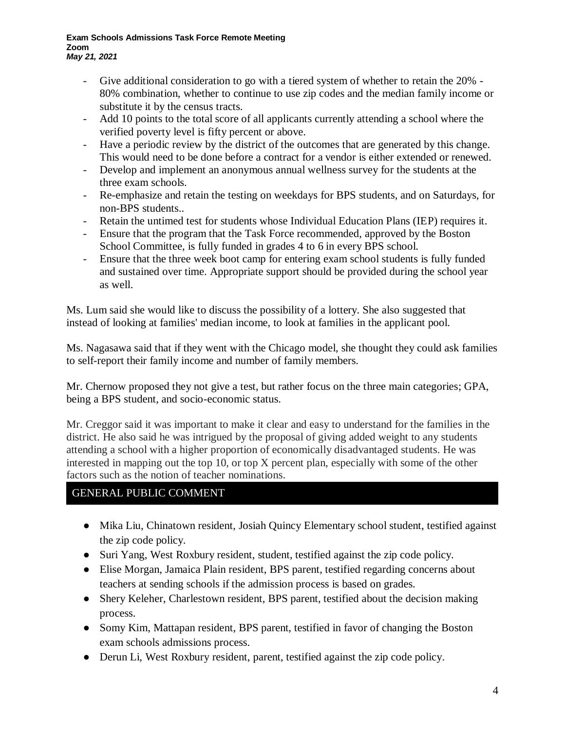- Give additional consideration to go with a tiered system of whether to retain the 20% - 80% combination, whether to continue to use zip codes and the median family income or substitute it by the census tracts.
- Add 10 points to the total score of all applicants currently attending a school where the verified poverty level is fifty percent or above.
- Have a periodic review by the district of the outcomes that are generated by this change. This would need to be done before a contract for a vendor is either extended or renewed.
- Develop and implement an anonymous annual wellness survey for the students at the three exam schools.
- Re-emphasize and retain the testing on weekdays for BPS students, and on Saturdays, for non-BPS students..
- Retain the untimed test for students whose Individual Education Plans (IEP) requires it.
- Ensure that the program that the Task Force recommended, approved by the Boston School Committee, is fully funded in grades 4 to 6 in every BPS school.
- Ensure that the three week boot camp for entering exam school students is fully funded and sustained over time. Appropriate support should be provided during the school year as well.

Ms. Lum said she would like to discuss the possibility of a lottery. She also suggested that instead of looking at families' median income, to look at families in the applicant pool.

Ms. Nagasawa said that if they went with the Chicago model, she thought they could ask families to self-report their family income and number of family members.

Mr. Chernow proposed they not give a test, but rather focus on the three main categories; GPA, being a BPS student, and socio-economic status.

Mr. Creggor said it was important to make it clear and easy to understand for the families in the district. He also said he was intrigued by the proposal of giving added weight to any students attending a school with a higher proportion of economically disadvantaged students. He was interested in mapping out the top 10, or top X percent plan, especially with some of the other factors such as the notion of teacher nominations.

## GENERAL PUBLIC COMMENT

- Mika Liu, Chinatown resident, Josiah Quincy Elementary school student, testified against the zip code policy.
- Suri Yang, West Roxbury resident, student, testified against the zip code policy.
- Elise Morgan, Jamaica Plain resident, BPS parent, testified regarding concerns about teachers at sending schools if the admission process is based on grades.
- Shery Keleher, Charlestown resident, BPS parent, testified about the decision making process.
- Somy Kim, Mattapan resident, BPS parent, testified in favor of changing the Boston exam schools admissions process.
- Derun Li, West Roxbury resident, parent, testified against the zip code policy.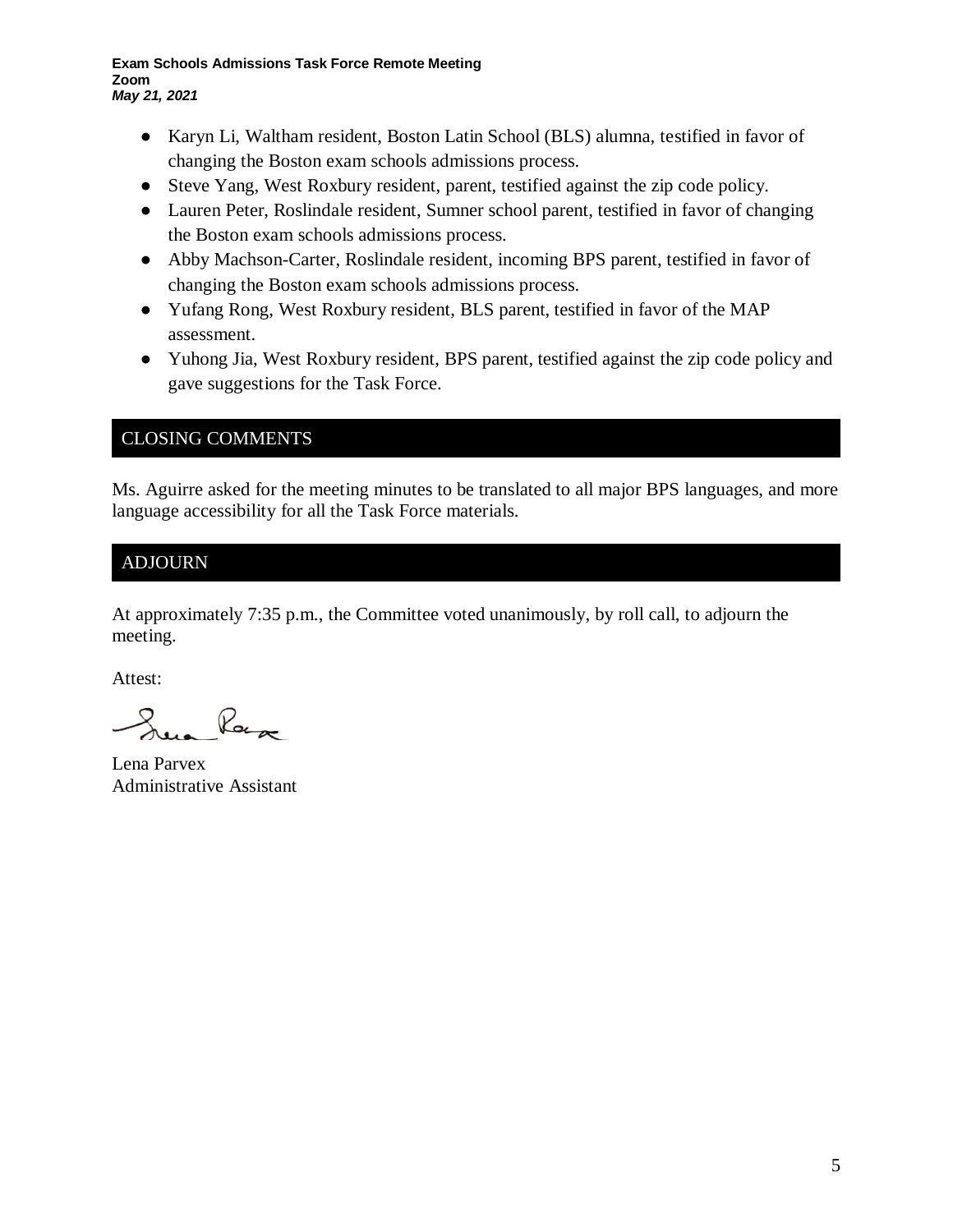- Karyn Li, Waltham resident, Boston Latin School (BLS) alumna, testified in favor of changing the Boston exam schools admissions process.
- Steve Yang, West Roxbury resident, parent, testified against the zip code policy.
- Lauren Peter, Roslindale resident, Sumner school parent, testified in favor of changing the Boston exam schools admissions process.
- Abby Machson-Carter, Roslindale resident, incoming BPS parent, testified in favor of changing the Boston exam schools admissions process.
- Yufang Rong, West Roxbury resident, BLS parent, testified in favor of the MAP assessment.
- Yuhong Jia, West Roxbury resident, BPS parent, testified against the zip code policy and gave suggestions for the Task Force.

## CLOSING COMMENTS

Ms. Aguirre asked for the meeting minutes to be translated to all major BPS languages, and more language accessibility for all the Task Force materials.

## ADJOURN

At approximately 7:35 p.m., the Committee voted unanimously, by roll call, to adjourn the meeting.

Attest:

Lena Parvex
Administrative Assistant